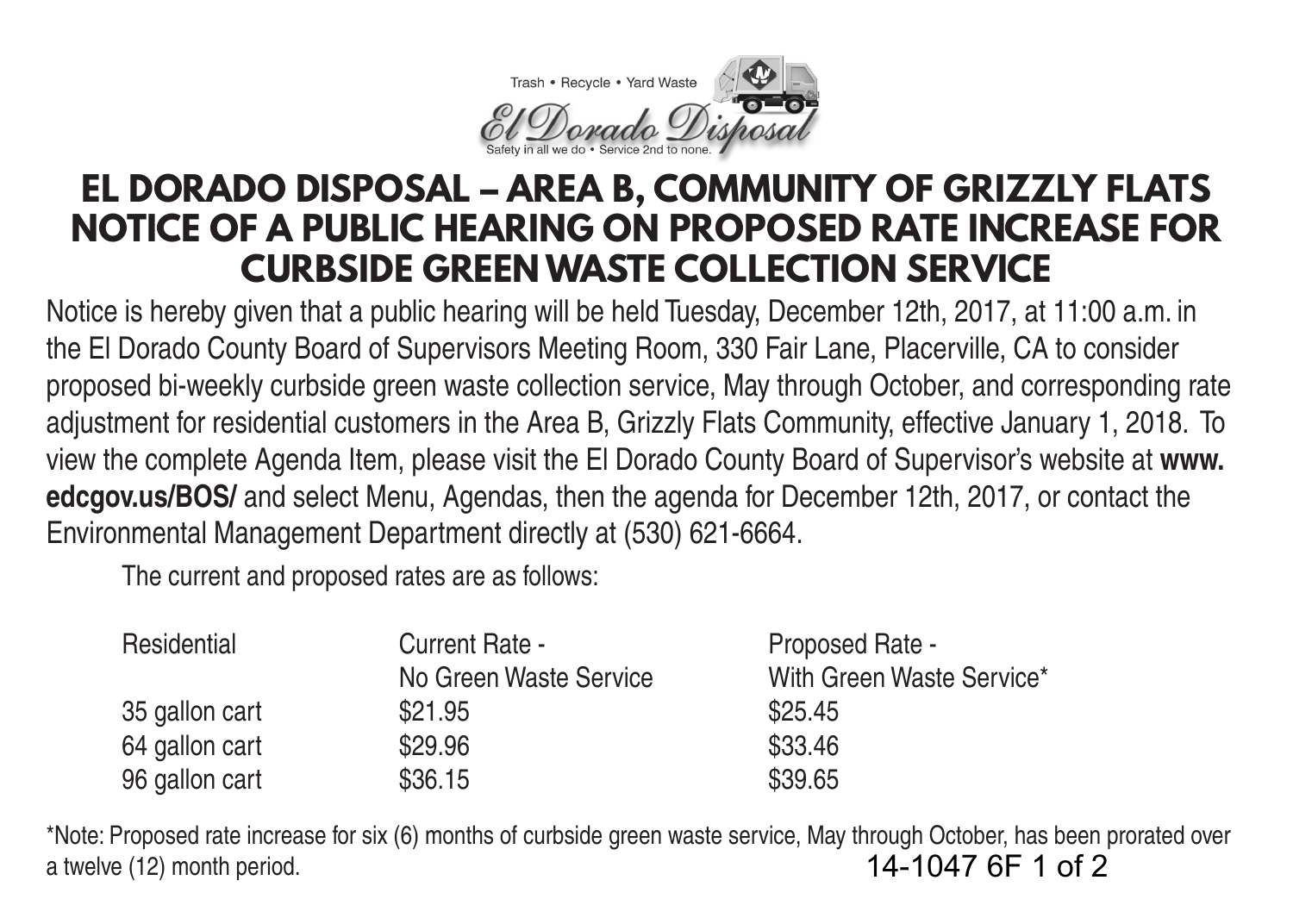Trash • Recycle • Yard Waste

El Dorado Disposal

Safety in all we do • Service 2nd to none.

# EL DORADO DISPOSAL – AREA B, COMMUNITY OF GRIZZLY FLATS NOTICE OF A PUBLIC HEARING ON PROPOSED RATE INCREASE FOR CURBSIDE GREEN WASTE COLLECTION SERVICE

Notice is hereby given that a public hearing will be held Tuesday, December 12th, 2017, at 11:00 a.m. in the El Dorado County Board of Supervisors Meeting Room, 330 Fair Lane, Placerville, CA to consider proposed bi-weekly curbside green waste collection service, May through October, and corresponding rate adjustment for residential customers in the Area B, Grizzly Flats Community, effective January 1, 2018. To view the complete Agenda Item, please visit the El Dorado County Board of Supervisor's website at **www.edcgov.us/BOS/** and select Menu, Agendas, then the agenda for December 12th, 2017, or contact the Environmental Management Department directly at (530) 621-6664.

The current and proposed rates are as follows:

| Residential | Current Rate - No Green Waste Service | Proposed Rate - With Green Waste Service* |
|---|---|---|
| 35 gallon cart | $21.95 | $25.45 |
| 64 gallon cart | $29.96 | $33.46 |
| 96 gallon cart | $36.15 | $39.65 |

*Note: Proposed rate increase for six (6) months of curbside green waste service, May through October, has been prorated over a twelve (12) month period.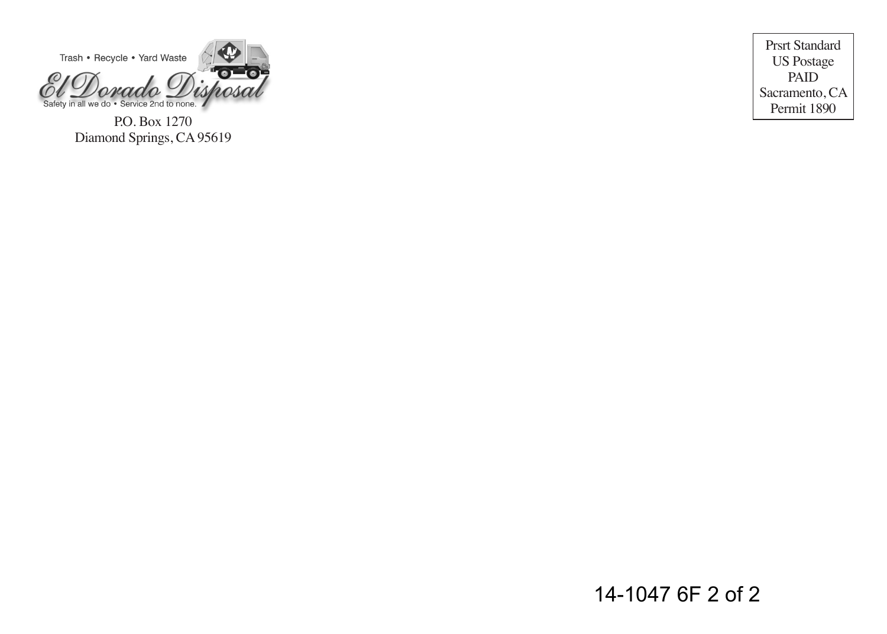Trash • Recycle • Yard Waste

El Dorado Disposal

Safety in all we do • Service 2nd to none.

P.O. Box 1270
Diamond Springs, CA 95619

Prsrt Standard
US Postage
PAID
Sacramento, CA
Permit 1890

14-1047 6F 2 of 2